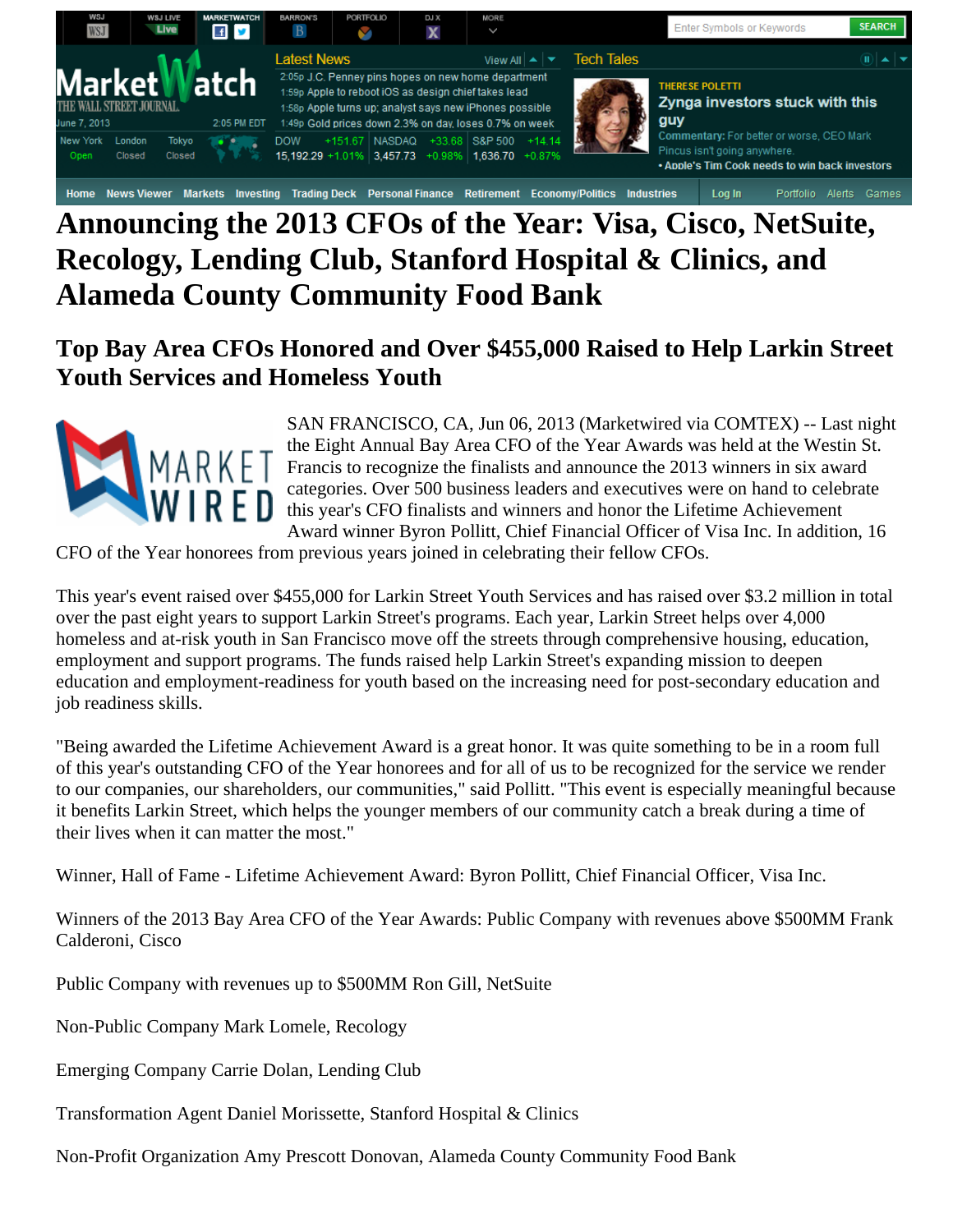# Announcing the 2013 CFOs of the Year: Visa, Cisco, NetSuite, Recology, Lending Club, Stanford Hospital & Clinics, and Alameda County Community Food Bank

## Top Bay Area CFOs Honored and Over $455,000 Raised to Help Larkin Street Youth Services and Homeless Youth

SAN FRANCISCO, CA, Jun 06, 2013 (Marketwired via COMTEX) -- Last night the Eight Annual Bay Area CFO of the Year Awards was held at the Westin St. Francis to recognize the finalists and announce the 2013 winners in six award categories. Over 500 business leaders and executives were on hand to celebrate this year's CFO finalists and winners and honor the Lifetime Achievement Award winner Byron Pollitt, Chief Financial Officer of Visa Inc. In addition, 16 CFO of the Year honorees from previous years joined in celebrating their fellow CFOs.

This year's event raised over $455,000 for Larkin Street Youth Services and has raised over $3.2 million in total over the past eight years to support Larkin Street's programs. Each year, Larkin Street helps over 4,000 homeless and at-risk youth in San Francisco move off the streets through comprehensive housing, education, employment and support programs. The funds raised help Larkin Street's expanding mission to deepen education and employment-readiness for youth based on the increasing need for post-secondary education and job readiness skills.

"Being awarded the Lifetime Achievement Award is a great honor. It was quite something to be in a room full of this year's outstanding CFO of the Year honorees and for all of us to be recognized for the service we render to our companies, our shareholders, our communities," said Pollitt. "This event is especially meaningful because it benefits Larkin Street, which helps the younger members of our community catch a break during a time of their lives when it can matter the most."

Winner, Hall of Fame - Lifetime Achievement Award: Byron Pollitt, Chief Financial Officer, Visa Inc.

Winners of the 2013 Bay Area CFO of the Year Awards: Public Company with revenues above $500MM Frank Calderoni, Cisco

Public Company with revenues up to $500MM Ron Gill, NetSuite

Non-Public Company Mark Lomele, Recology

Emerging Company Carrie Dolan, Lending Club

Transformation Agent Daniel Morissette, Stanford Hospital & Clinics

Non-Profit Organization Amy Prescott Donovan, Alameda County Community Food Bank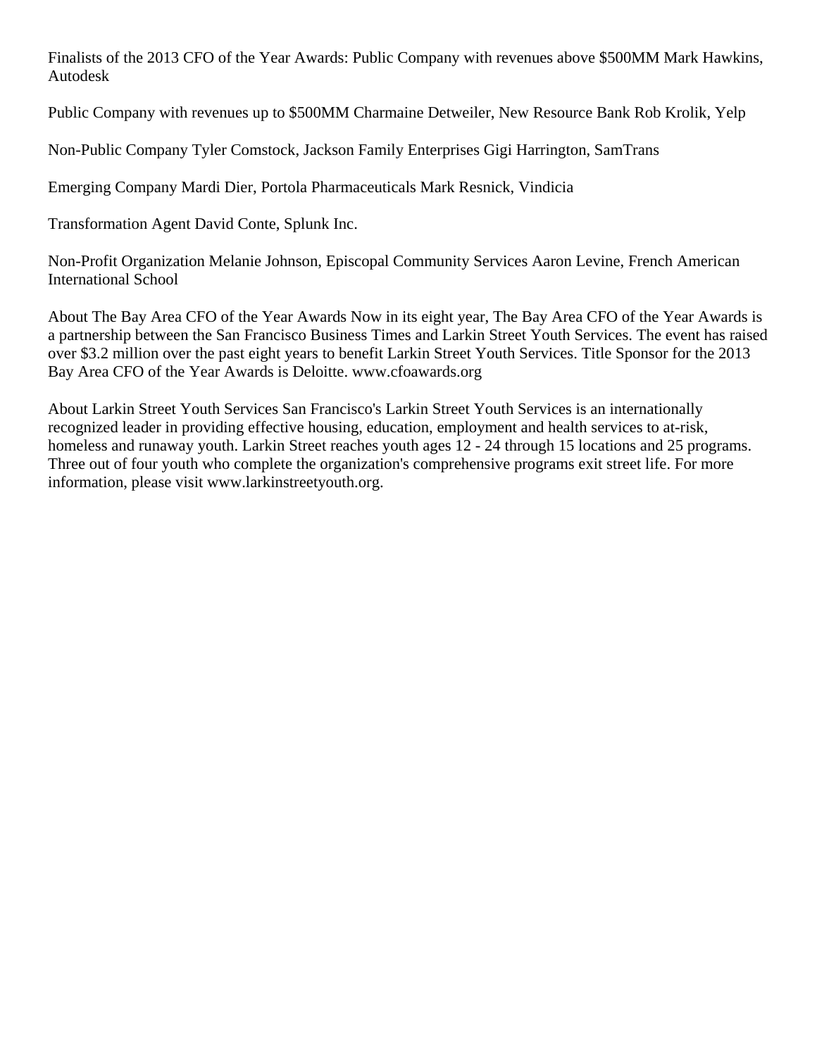Finalists of the 2013 CFO of the Year Awards: Public Company with revenues above $500MM Mark Hawkins, Autodesk

Public Company with revenues up to $500MM Charmaine Detweiler, New Resource Bank Rob Krolik, Yelp

Non-Public Company Tyler Comstock, Jackson Family Enterprises Gigi Harrington, SamTrans

Emerging Company Mardi Dier, Portola Pharmaceuticals Mark Resnick, Vindicia

Transformation Agent David Conte, Splunk Inc.

Non-Profit Organization Melanie Johnson, Episcopal Community Services Aaron Levine, French American International School

About The Bay Area CFO of the Year Awards Now in its eight year, The Bay Area CFO of the Year Awards is a partnership between the San Francisco Business Times and Larkin Street Youth Services. The event has raised over $3.2 million over the past eight years to benefit Larkin Street Youth Services. Title Sponsor for the 2013 Bay Area CFO of the Year Awards is Deloitte. www.cfoawards.org

About Larkin Street Youth Services San Francisco's Larkin Street Youth Services is an internationally recognized leader in providing effective housing, education, employment and health services to at-risk, homeless and runaway youth. Larkin Street reaches youth ages 12 - 24 through 15 locations and 25 programs. Three out of four youth who complete the organization's comprehensive programs exit street life. For more information, please visit www.larkinstreetyouth.org.